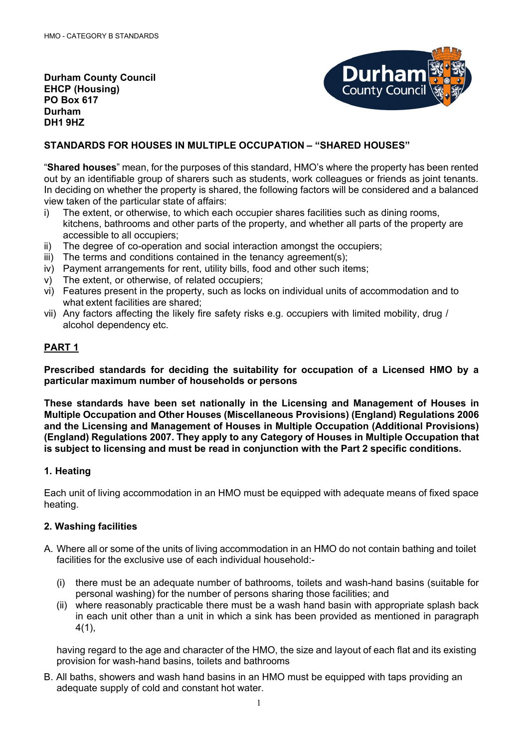**Durham County Council**
**EHCP (Housing)**
**PO Box 617**
**Durham**
**DH1 9HZ**

## STANDARDS FOR HOUSES IN MULTIPLE OCCUPATION – "SHARED HOUSES"

"**Shared houses**" mean, for the purposes of this standard, HMO's where the property has been rented out by an identifiable group of sharers such as students, work colleagues or friends as joint tenants. In deciding on whether the property is shared, the following factors will be considered and a balanced view taken of the particular state of affairs:

- i) The extent, or otherwise, to which each occupier shares facilities such as dining rooms, kitchens, bathrooms and other parts of the property, and whether all parts of the property are accessible to all occupiers;
- ii) The degree of co-operation and social interaction amongst the occupiers;
- iii) The terms and conditions contained in the tenancy agreement(s);
- iv) Payment arrangements for rent, utility bills, food and other such items;
- v) The extent, or otherwise, of related occupiers;
- vi) Features present in the property, such as locks on individual units of accommodation and to what extent facilities are shared;
- vii) Any factors affecting the likely fire safety risks e.g. occupiers with limited mobility, drug / alcohol dependency etc.

## PART 1

**Prescribed standards for deciding the suitability for occupation of a Licensed HMO by a particular maximum number of households or persons**

**These standards have been set nationally in the Licensing and Management of Houses in Multiple Occupation and Other Houses (Miscellaneous Provisions) (England) Regulations 2006 and the Licensing and Management of Houses in Multiple Occupation (Additional Provisions) (England) Regulations 2007. They apply to any Category of Houses in Multiple Occupation that is subject to licensing and must be read in conjunction with the Part 2 specific conditions.**

### 1. Heating

Each unit of living accommodation in an HMO must be equipped with adequate means of fixed space heating.

### 2. Washing facilities

A. Where all or some of the units of living accommodation in an HMO do not contain bathing and toilet facilities for the exclusive use of each individual household:-

   (i) there must be an adequate number of bathrooms, toilets and wash-hand basins (suitable for personal washing) for the number of persons sharing those facilities; and

   (ii) where reasonably practicable there must be a wash hand basin with appropriate splash back in each unit other than a unit in which a sink has been provided as mentioned in paragraph 4(1),

   having regard to the age and character of the HMO, the size and layout of each flat and its existing provision for wash-hand basins, toilets and bathrooms

B. All baths, showers and wash hand basins in an HMO must be equipped with taps providing an adequate supply of cold and constant hot water.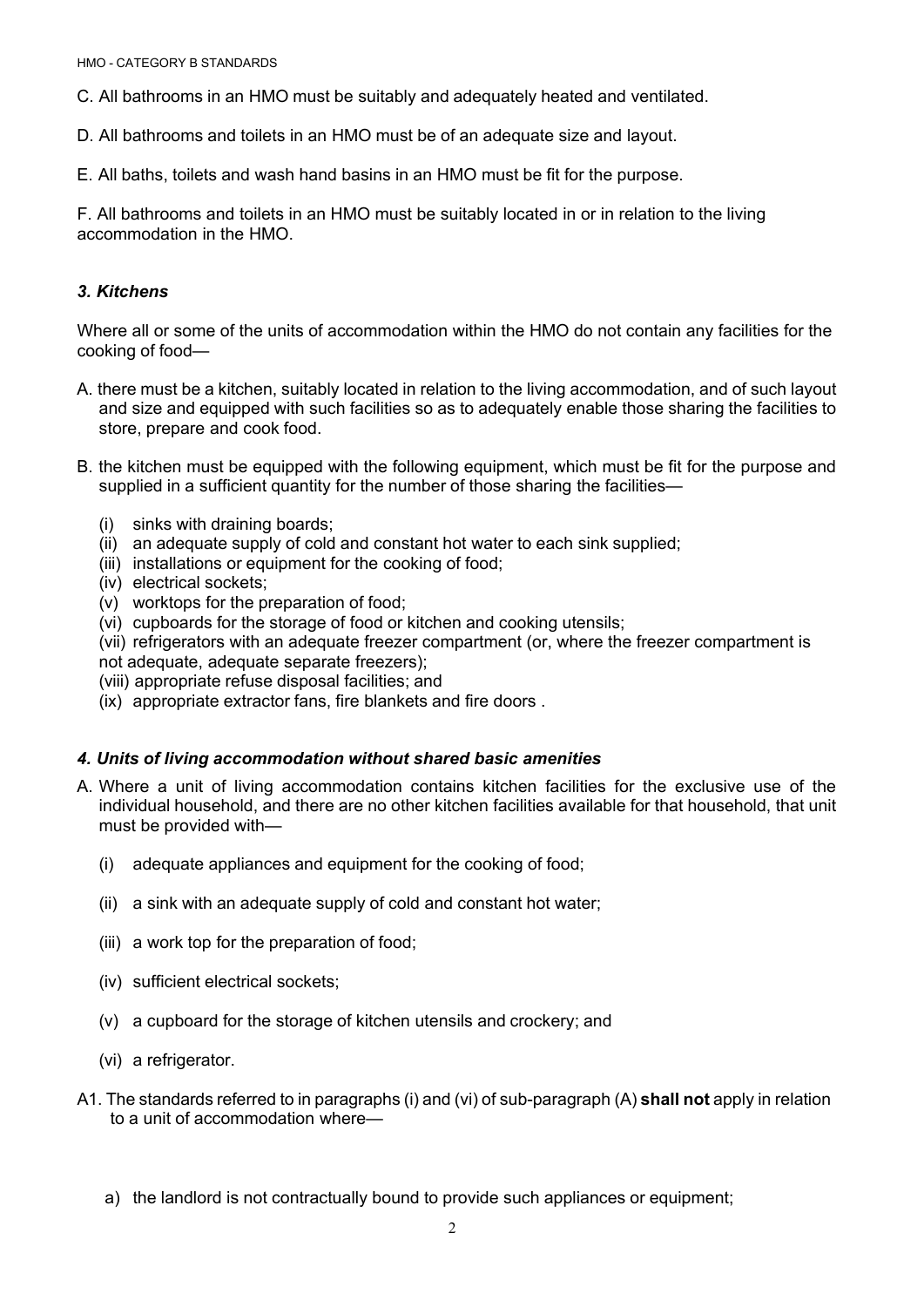C. All bathrooms in an HMO must be suitably and adequately heated and ventilated.

D. All bathrooms and toilets in an HMO must be of an adequate size and layout.

E. All baths, toilets and wash hand basins in an HMO must be fit for the purpose.

F. All bathrooms and toilets in an HMO must be suitably located in or in relation to the living accommodation in the HMO.

### *3. Kitchens*

Where all or some of the units of accommodation within the HMO do not contain any facilities for the cooking of food—

A. there must be a kitchen, suitably located in relation to the living accommodation, and of such layout and size and equipped with such facilities so as to adequately enable those sharing the facilities to store, prepare and cook food.

B. the kitchen must be equipped with the following equipment, which must be fit for the purpose and supplied in a sufficient quantity for the number of those sharing the facilities—

(i) sinks with draining boards;
(ii) an adequate supply of cold and constant hot water to each sink supplied;
(iii) installations or equipment for the cooking of food;
(iv) electrical sockets;
(v) worktops for the preparation of food;
(vi) cupboards for the storage of food or kitchen and cooking utensils;
(vii) refrigerators with an adequate freezer compartment (or, where the freezer compartment is not adequate, adequate separate freezers);
(viii) appropriate refuse disposal facilities; and
(ix) appropriate extractor fans, fire blankets and fire doors .

### *4. Units of living accommodation without shared basic amenities*

A. Where a unit of living accommodation contains kitchen facilities for the exclusive use of the individual household, and there are no other kitchen facilities available for that household, that unit must be provided with—

(i) adequate appliances and equipment for the cooking of food;

(ii) a sink with an adequate supply of cold and constant hot water;

(iii) a work top for the preparation of food;

(iv) sufficient electrical sockets;

(v) a cupboard for the storage of kitchen utensils and crockery; and

(vi) a refrigerator.

A1. The standards referred to in paragraphs (i) and (vi) of sub-paragraph (A) **shall not** apply in relation to a unit of accommodation where—

a) the landlord is not contractually bound to provide such appliances or equipment;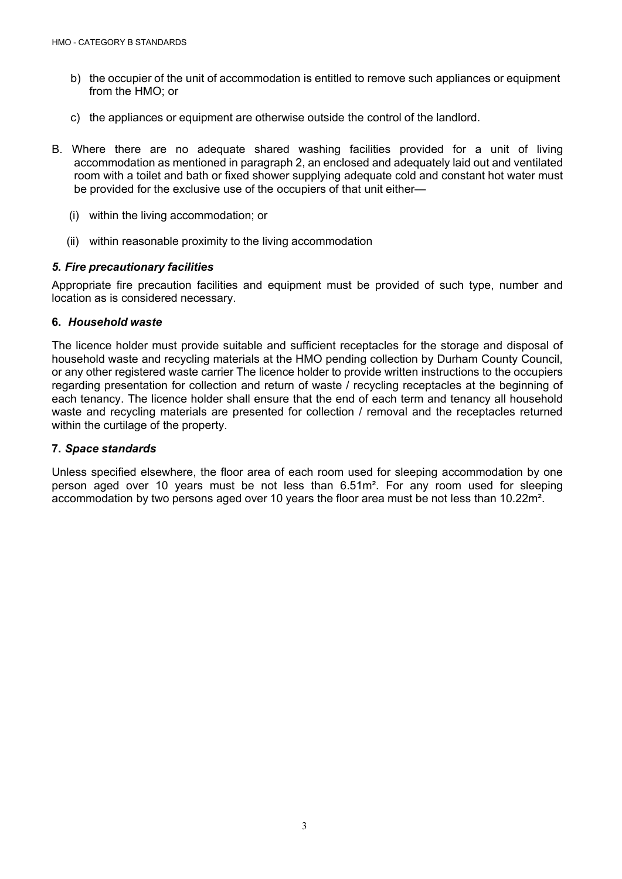b) the occupier of the unit of accommodation is entitled to remove such appliances or equipment from the HMO; or

c) the appliances or equipment are otherwise outside the control of the landlord.

B. Where there are no adequate shared washing facilities provided for a unit of living accommodation as mentioned in paragraph 2, an enclosed and adequately laid out and ventilated room with a toilet and bath or fixed shower supplying adequate cold and constant hot water must be provided for the exclusive use of the occupiers of that unit either—

(i) within the living accommodation; or

(ii) within reasonable proximity to the living accommodation

### *5. Fire precautionary facilities*

Appropriate fire precaution facilities and equipment must be provided of such type, number and location as is considered necessary.

### **6.** ***Household waste***

The licence holder must provide suitable and sufficient receptacles for the storage and disposal of household waste and recycling materials at the HMO pending collection by Durham County Council, or any other registered waste carrier The licence holder to provide written instructions to the occupiers regarding presentation for collection and return of waste / recycling receptacles at the beginning of each tenancy. The licence holder shall ensure that the end of each term and tenancy all household waste and recycling materials are presented for collection / removal and the receptacles returned within the curtilage of the property.

### **7.** ***Space standards***

Unless specified elsewhere, the floor area of each room used for sleeping accommodation by one person aged over 10 years must be not less than 6.51m². For any room used for sleeping accommodation by two persons aged over 10 years the floor area must be not less than 10.22m².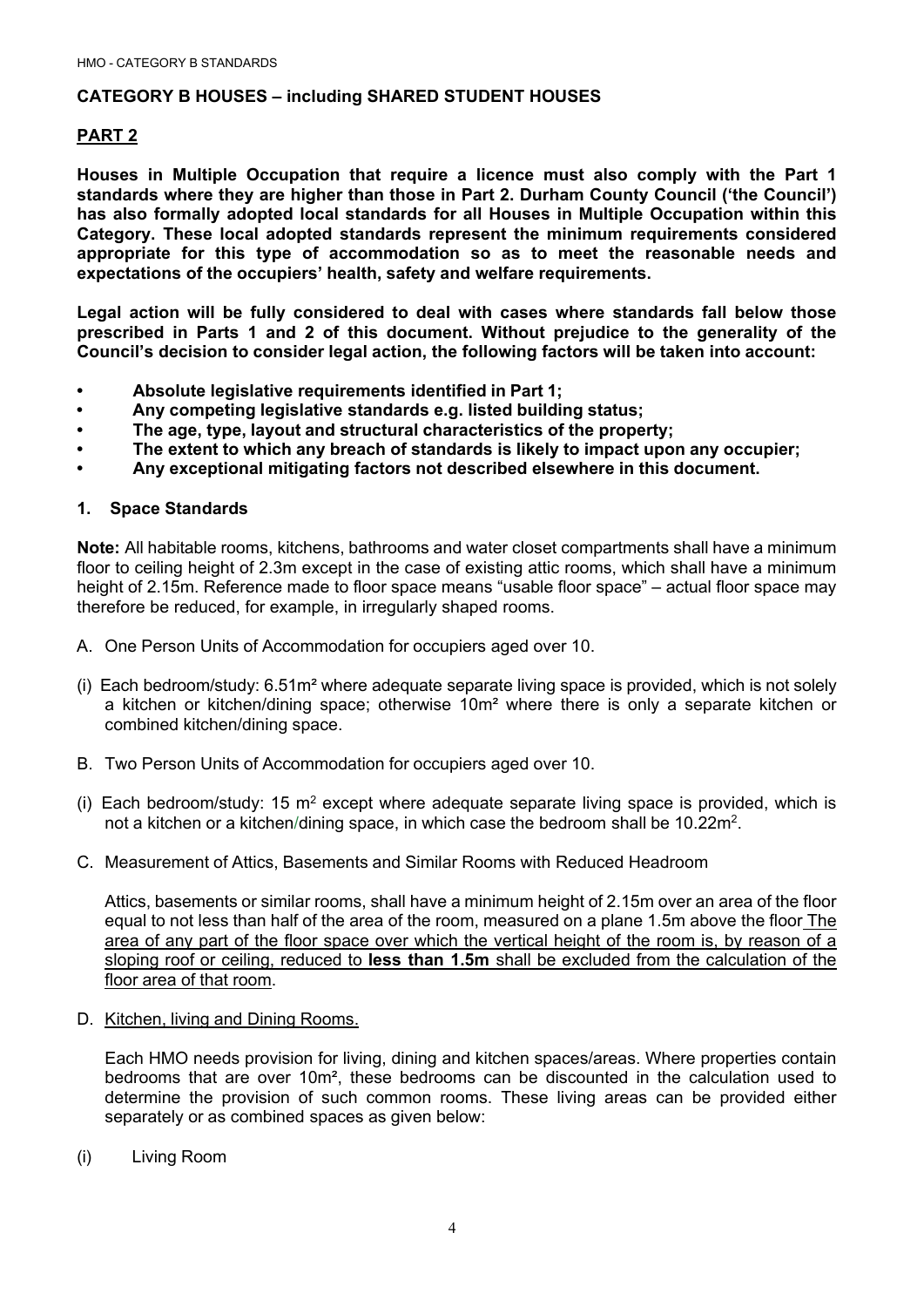## CATEGORY B HOUSES – including SHARED STUDENT HOUSES

## PART 2

**Houses in Multiple Occupation that require a licence must also comply with the Part 1 standards where they are higher than those in Part 2. Durham County Council ('the Council') has also formally adopted local standards for all Houses in Multiple Occupation within this Category. These local adopted standards represent the minimum requirements considered appropriate for this type of accommodation so as to meet the reasonable needs and expectations of the occupiers' health, safety and welfare requirements.**

**Legal action will be fully considered to deal with cases where standards fall below those prescribed in Parts 1 and 2 of this document. Without prejudice to the generality of the Council's decision to consider legal action, the following factors will be taken into account:**

- **Absolute legislative requirements identified in Part 1;**
- **Any competing legislative standards e.g. listed building status;**
- **The age, type, layout and structural characteristics of the property;**
- **The extent to which any breach of standards is likely to impact upon any occupier;**
- **Any exceptional mitigating factors not described elsewhere in this document.**

### 1. Space Standards

**Note:** All habitable rooms, kitchens, bathrooms and water closet compartments shall have a minimum floor to ceiling height of 2.3m except in the case of existing attic rooms, which shall have a minimum height of 2.15m. Reference made to floor space means "usable floor space" – actual floor space may therefore be reduced, for example, in irregularly shaped rooms.

A. One Person Units of Accommodation for occupiers aged over 10.

(i) Each bedroom/study: 6.51m² where adequate separate living space is provided, which is not solely a kitchen or kitchen/dining space; otherwise 10m² where there is only a separate kitchen or combined kitchen/dining space.

B. Two Person Units of Accommodation for occupiers aged over 10.

(i) Each bedroom/study: 15 m² except where adequate separate living space is provided, which is not a kitchen or a kitchen/dining space, in which case the bedroom shall be 10.22m².

C. Measurement of Attics, Basements and Similar Rooms with Reduced Headroom

Attics, basements or similar rooms, shall have a minimum height of 2.15m over an area of the floor equal to not less than half of the area of the room, measured on a plane 1.5m above the floor The area of any part of the floor space over which the vertical height of the room is, by reason of a sloping roof or ceiling, reduced to **less than 1.5m** shall be excluded from the calculation of the floor area of that room.

D. Kitchen, living and Dining Rooms.

Each HMO needs provision for living, dining and kitchen spaces/areas. Where properties contain bedrooms that are over 10m², these bedrooms can be discounted in the calculation used to determine the provision of such common rooms. These living areas can be provided either separately or as combined spaces as given below:

(i) Living Room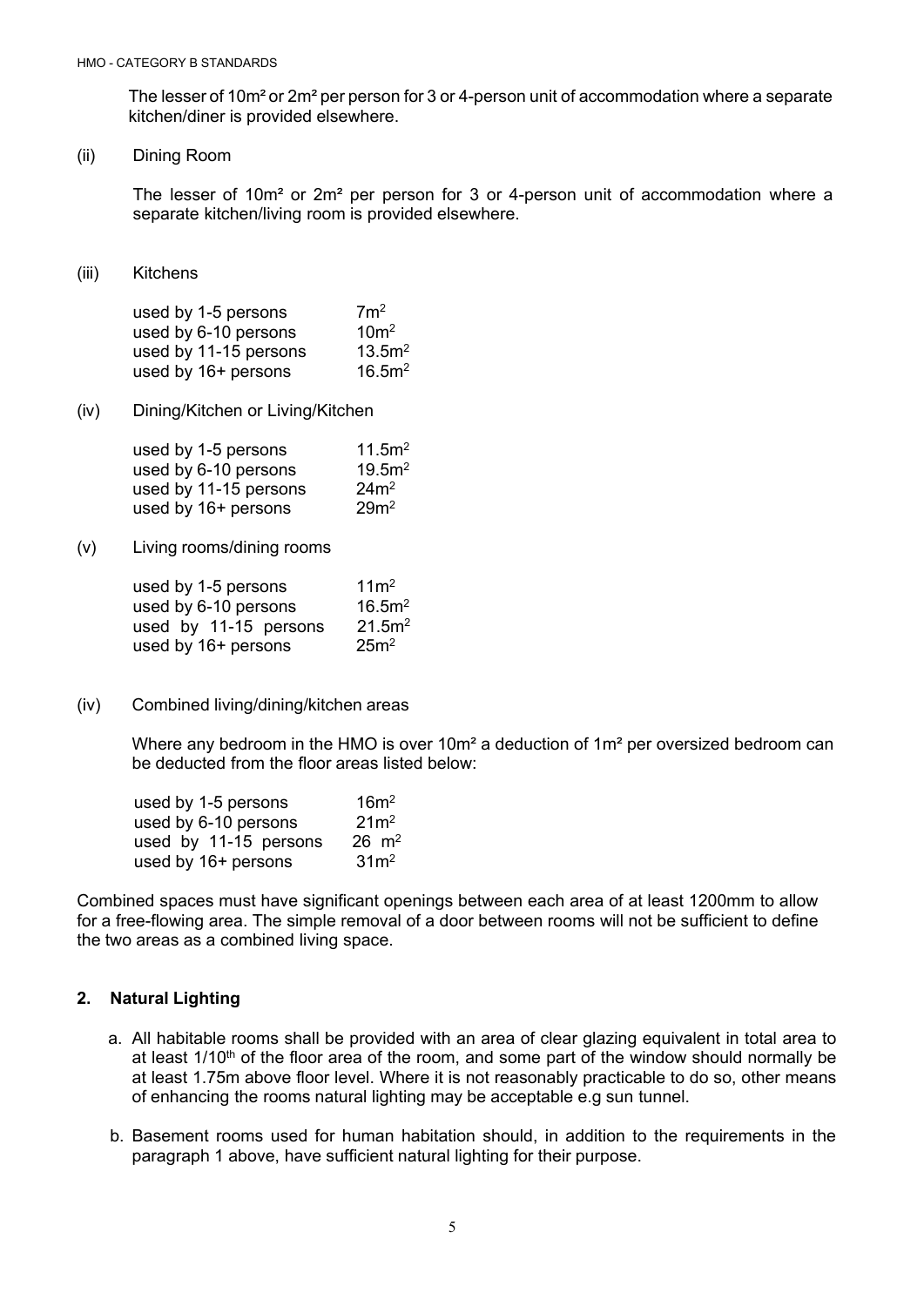The lesser of 10m² or 2m² per person for 3 or 4-person unit of accommodation where a separate kitchen/diner is provided elsewhere.

(ii) Dining Room

The lesser of 10m² or 2m² per person for 3 or 4-person unit of accommodation where a separate kitchen/living room is provided elsewhere.

(iii) Kitchens

| | |
|---|---|
| used by 1-5 persons | 7m² |
| used by 6-10 persons | 10m² |
| used by 11-15 persons | 13.5m² |
| used by 16+ persons | 16.5m² |

(iv) Dining/Kitchen or Living/Kitchen

| | |
|---|---|
| used by 1-5 persons | 11.5m² |
| used by 6-10 persons | 19.5m² |
| used by 11-15 persons | 24m² |
| used by 16+ persons | 29m² |

(v) Living rooms/dining rooms

| | |
|---|---|
| used by 1-5 persons | 11m² |
| used by 6-10 persons | 16.5m² |
| used by 11-15 persons | 21.5m² |
| used by 16+ persons | 25m² |

(iv) Combined living/dining/kitchen areas

Where any bedroom in the HMO is over 10m² a deduction of 1m² per oversized bedroom can be deducted from the floor areas listed below:

| | |
|---|---|
| used by 1-5 persons | 16m² |
| used by 6-10 persons | 21m² |
| used by 11-15 persons | 26 m² |
| used by 16+ persons | 31m² |

Combined spaces must have significant openings between each area of at least 1200mm to allow for a free-flowing area. The simple removal of a door between rooms will not be sufficient to define the two areas as a combined living space.

## 2. Natural Lighting

a. All habitable rooms shall be provided with an area of clear glazing equivalent in total area to at least 1/10th of the floor area of the room, and some part of the window should normally be at least 1.75m above floor level. Where it is not reasonably practicable to do so, other means of enhancing the rooms natural lighting may be acceptable e.g sun tunnel.

b. Basement rooms used for human habitation should, in addition to the requirements in the paragraph 1 above, have sufficient natural lighting for their purpose.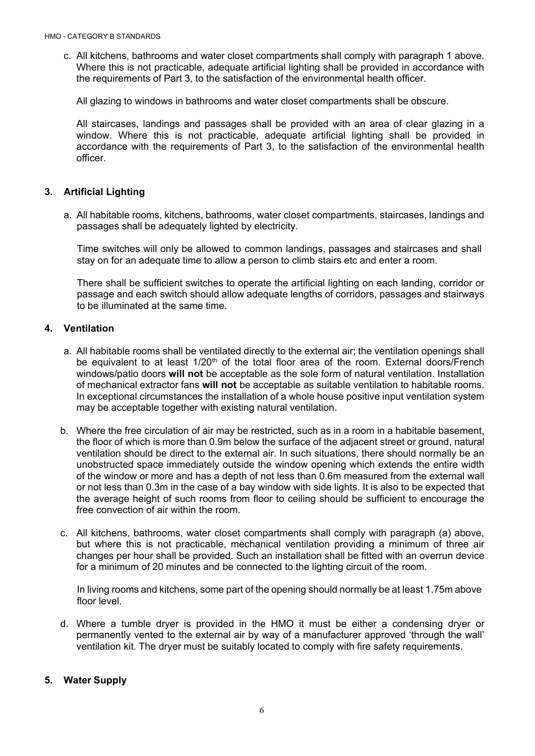c. All kitchens, bathrooms and water closet compartments shall comply with paragraph 1 above. Where this is not practicable, adequate artificial lighting shall be provided in accordance with the requirements of Part 3, to the satisfaction of the environmental health officer.

   All glazing to windows in bathrooms and water closet compartments shall be obscure.

   All staircases, landings and passages shall be provided with an area of clear glazing in a window. Where this is not practicable, adequate artificial lighting shall be provided in accordance with the requirements of Part 3, to the satisfaction of the environmental health officer.

## 3. Artificial Lighting

a. All habitable rooms, kitchens, bathrooms, water closet compartments, staircases, landings and passages shall be adequately lighted by electricity.

   Time switches will only be allowed to common landings, passages and staircases and shall stay on for an adequate time to allow a person to climb stairs etc and enter a room.

   There shall be sufficient switches to operate the artificial lighting on each landing, corridor or passage and each switch should allow adequate lengths of corridors, passages and stairways to be illuminated at the same time.

## 4. Ventilation

a. All habitable rooms shall be ventilated directly to the external air; the ventilation openings shall be equivalent to at least 1/20th of the total floor area of the room. External doors/French windows/patio doors **will not** be acceptable as the sole form of natural ventilation. Installation of mechanical extractor fans **will not** be acceptable as suitable ventilation to habitable rooms. In exceptional circumstances the installation of a whole house positive input ventilation system may be acceptable together with existing natural ventilation.

b. Where the free circulation of air may be restricted, such as in a room in a habitable basement, the floor of which is more than 0.9m below the surface of the adjacent street or ground, natural ventilation should be direct to the external air. In such situations, there should normally be an unobstructed space immediately outside the window opening which extends the entire width of the window or more and has a depth of not less than 0.6m measured from the external wall or not less than 0.3m in the case of a bay window with side lights. It is also to be expected that the average height of such rooms from floor to ceiling should be sufficient to encourage the free convection of air within the room.

c. All kitchens, bathrooms, water closet compartments shall comply with paragraph (a) above, but where this is not practicable, mechanical ventilation providing a minimum of three air changes per hour shall be provided. Such an installation shall be fitted with an overrun device for a minimum of 20 minutes and be connected to the lighting circuit of the room.

   In living rooms and kitchens, some part of the opening should normally be at least 1.75m above floor level.

d. Where a tumble dryer is provided in the HMO it must be either a condensing dryer or permanently vented to the external air by way of a manufacturer approved 'through the wall' ventilation kit. The dryer must be suitably located to comply with fire safety requirements.

## 5. Water Supply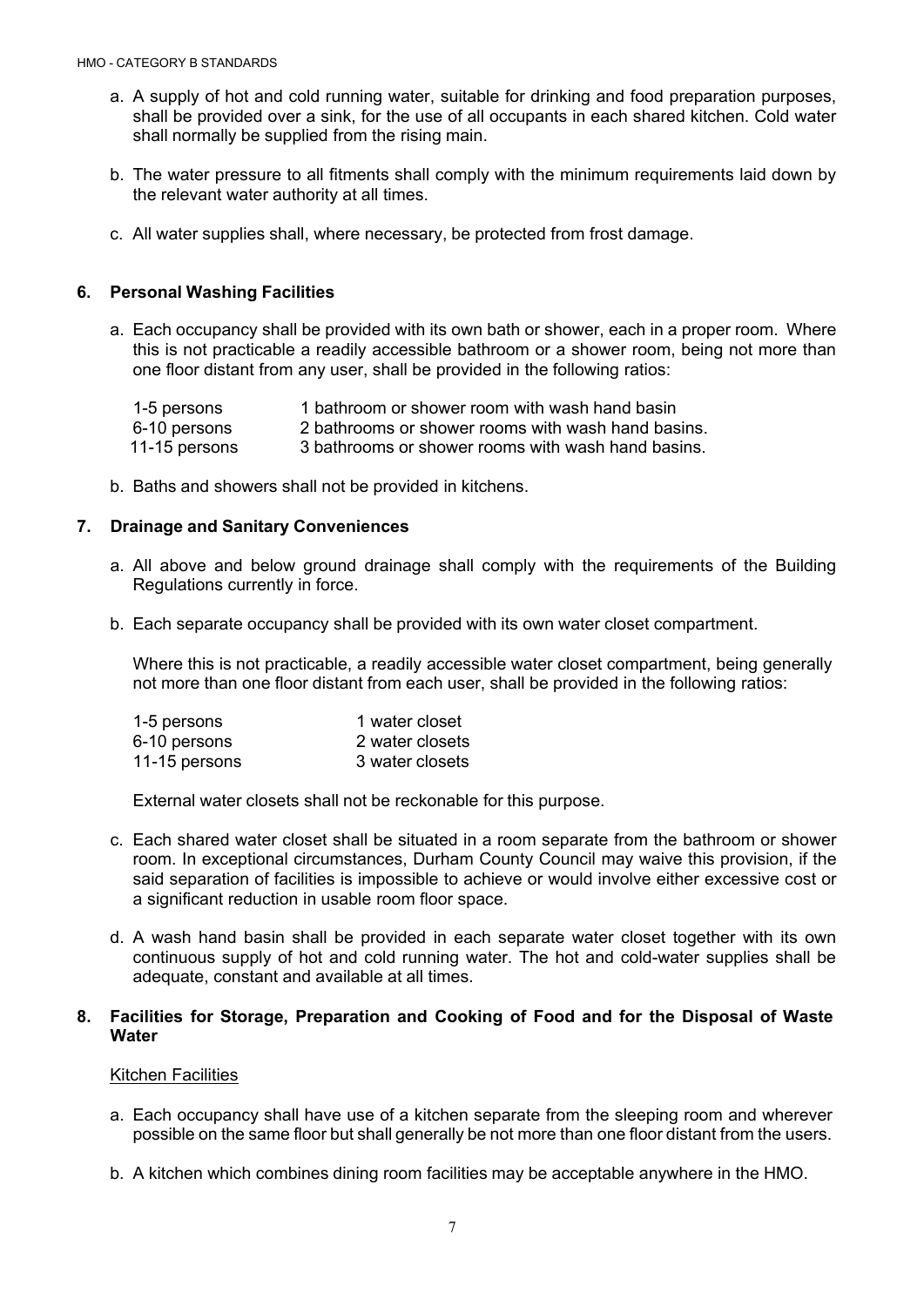a. A supply of hot and cold running water, suitable for drinking and food preparation purposes, shall be provided over a sink, for the use of all occupants in each shared kitchen. Cold water shall normally be supplied from the rising main.

b. The water pressure to all fitments shall comply with the minimum requirements laid down by the relevant water authority at all times.

c. All water supplies shall, where necessary, be protected from frost damage.

## 6. Personal Washing Facilities

a. Each occupancy shall be provided with its own bath or shower, each in a proper room. Where this is not practicable a readily accessible bathroom or a shower room, being not more than one floor distant from any user, shall be provided in the following ratios:

| | |
|---|---|
| 1-5 persons | 1 bathroom or shower room with wash hand basin |
| 6-10 persons | 2 bathrooms or shower rooms with wash hand basins. |
| 11-15 persons | 3 bathrooms or shower rooms with wash hand basins. |

b. Baths and showers shall not be provided in kitchens.

## 7. Drainage and Sanitary Conveniences

a. All above and below ground drainage shall comply with the requirements of the Building Regulations currently in force.

b. Each separate occupancy shall be provided with its own water closet compartment.

Where this is not practicable, a readily accessible water closet compartment, being generally not more than one floor distant from each user, shall be provided in the following ratios:

| | |
|---|---|
| 1-5 persons | 1 water closet |
| 6-10 persons | 2 water closets |
| 11-15 persons | 3 water closets |

External water closets shall not be reckonable for this purpose.

c. Each shared water closet shall be situated in a room separate from the bathroom or shower room. In exceptional circumstances, Durham County Council may waive this provision, if the said separation of facilities is impossible to achieve or would involve either excessive cost or a significant reduction in usable room floor space.

d. A wash hand basin shall be provided in each separate water closet together with its own continuous supply of hot and cold running water. The hot and cold-water supplies shall be adequate, constant and available at all times.

## 8. Facilities for Storage, Preparation and Cooking of Food and for the Disposal of Waste Water

Kitchen Facilities

a. Each occupancy shall have use of a kitchen separate from the sleeping room and wherever possible on the same floor but shall generally be not more than one floor distant from the users.

b. A kitchen which combines dining room facilities may be acceptable anywhere in the HMO.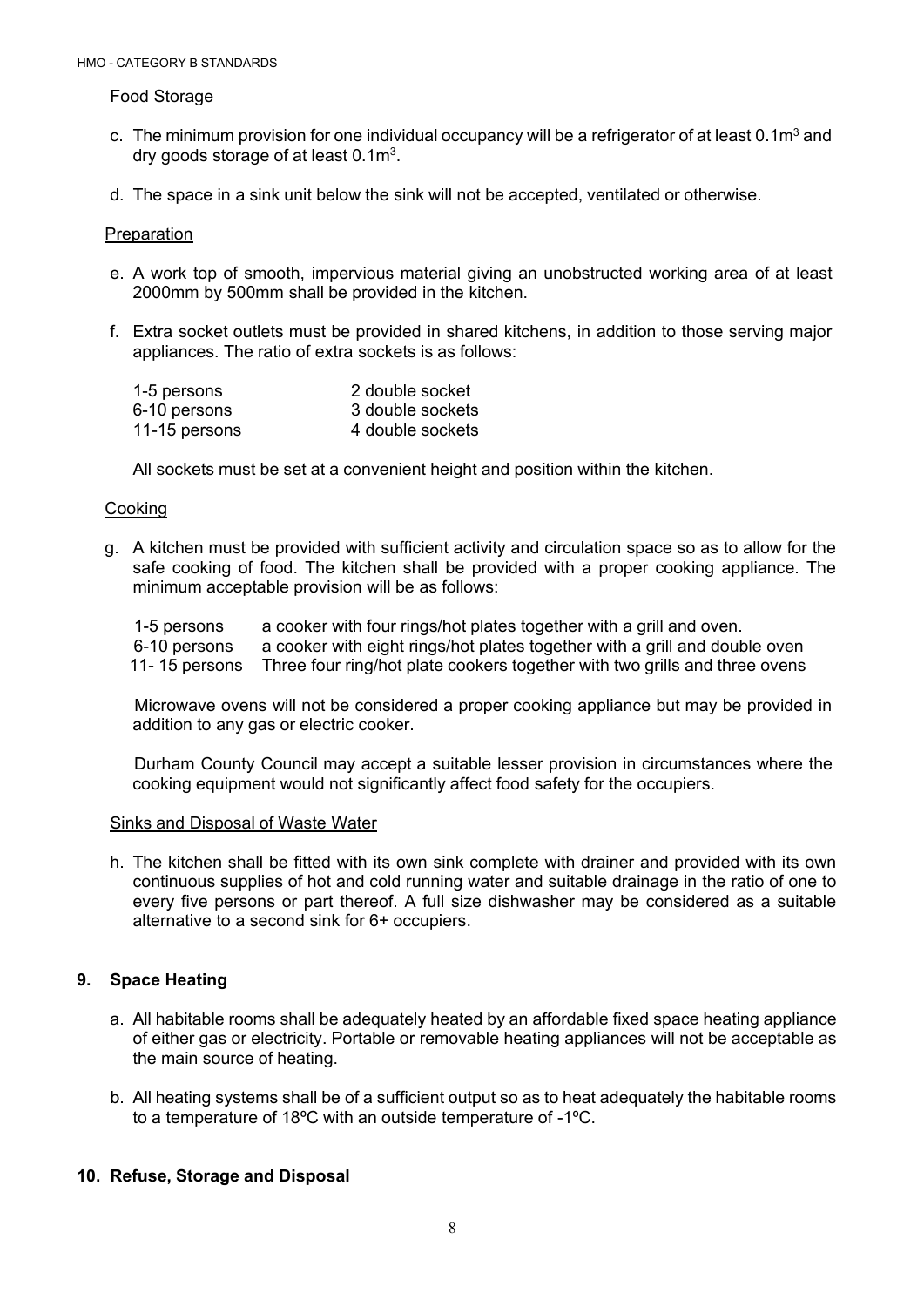Food Storage

c. The minimum provision for one individual occupancy will be a refrigerator of at least $0.1m^3$ and dry goods storage of at least $0.1m^3$.

d. The space in a sink unit below the sink will not be accepted, ventilated or otherwise.

Preparation

e. A work top of smooth, impervious material giving an unobstructed working area of at least 2000mm by 500mm shall be provided in the kitchen.

f. Extra socket outlets must be provided in shared kitchens, in addition to those serving major appliances. The ratio of extra sockets is as follows:

| | |
|---|---|
| 1-5 persons | 2 double socket |
| 6-10 persons | 3 double sockets |
| 11-15 persons | 4 double sockets |

All sockets must be set at a convenient height and position within the kitchen.

Cooking

g. A kitchen must be provided with sufficient activity and circulation space so as to allow for the safe cooking of food. The kitchen shall be provided with a proper cooking appliance. The minimum acceptable provision will be as follows:

| | |
|---|---|
| 1-5 persons | a cooker with four rings/hot plates together with a grill and oven. |
| 6-10 persons | a cooker with eight rings/hot plates together with a grill and double oven |
| 11- 15 persons | Three four ring/hot plate cookers together with two grills and three ovens |

Microwave ovens will not be considered a proper cooking appliance but may be provided in addition to any gas or electric cooker.

Durham County Council may accept a suitable lesser provision in circumstances where the cooking equipment would not significantly affect food safety for the occupiers.

Sinks and Disposal of Waste Water

h. The kitchen shall be fitted with its own sink complete with drainer and provided with its own continuous supplies of hot and cold running water and suitable drainage in the ratio of one to every five persons or part thereof. A full size dishwasher may be considered as a suitable alternative to a second sink for 6+ occupiers.

## 9. Space Heating

a. All habitable rooms shall be adequately heated by an affordable fixed space heating appliance of either gas or electricity. Portable or removable heating appliances will not be acceptable as the main source of heating.

b. All heating systems shall be of a sufficient output so as to heat adequately the habitable rooms to a temperature of 18ºC with an outside temperature of -1ºC.

## 10. Refuse, Storage and Disposal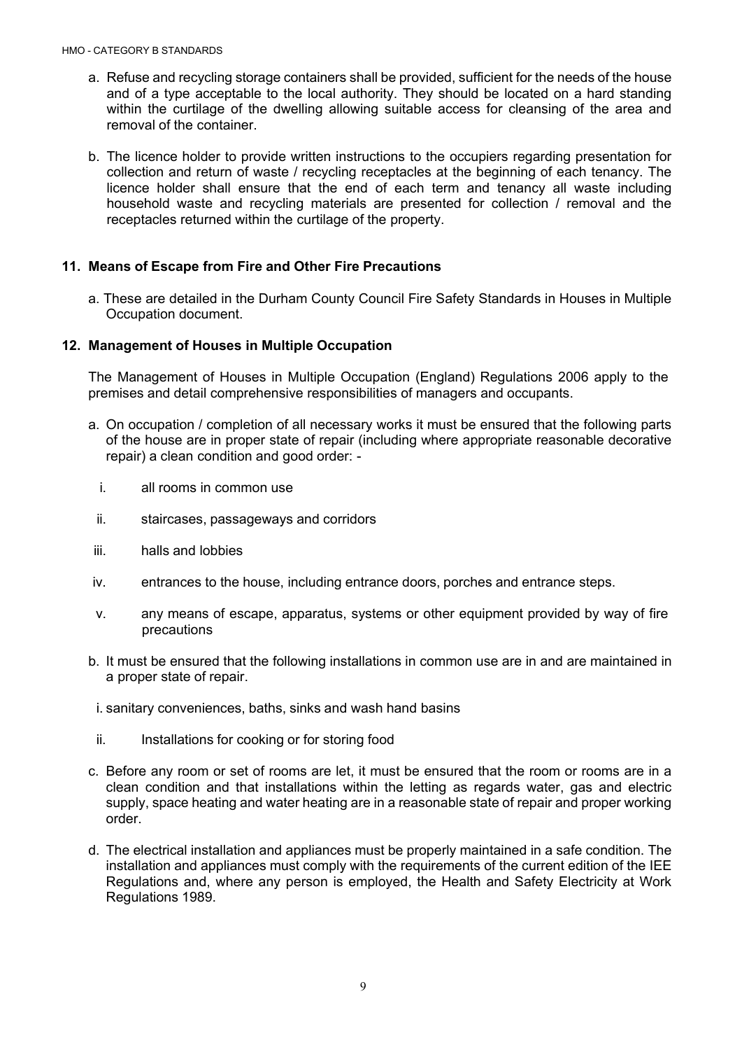a. Refuse and recycling storage containers shall be provided, sufficient for the needs of the house and of a type acceptable to the local authority. They should be located on a hard standing within the curtilage of the dwelling allowing suitable access for cleansing of the area and removal of the container.

b. The licence holder to provide written instructions to the occupiers regarding presentation for collection and return of waste / recycling receptacles at the beginning of each tenancy. The licence holder shall ensure that the end of each term and tenancy all waste including household waste and recycling materials are presented for collection / removal and the receptacles returned within the curtilage of the property.

## 11. Means of Escape from Fire and Other Fire Precautions

a. These are detailed in the Durham County Council Fire Safety Standards in Houses in Multiple Occupation document.

## 12. Management of Houses in Multiple Occupation

The Management of Houses in Multiple Occupation (England) Regulations 2006 apply to the premises and detail comprehensive responsibilities of managers and occupants.

a. On occupation / completion of all necessary works it must be ensured that the following parts of the house are in proper state of repair (including where appropriate reasonable decorative repair) a clean condition and good order: -

   i. all rooms in common use

   ii. staircases, passageways and corridors

   iii. halls and lobbies

   iv. entrances to the house, including entrance doors, porches and entrance steps.

   v. any means of escape, apparatus, systems or other equipment provided by way of fire precautions

b. It must be ensured that the following installations in common use are in and are maintained in a proper state of repair.

   i. sanitary conveniences, baths, sinks and wash hand basins

   ii. Installations for cooking or for storing food

c. Before any room or set of rooms are let, it must be ensured that the room or rooms are in a clean condition and that installations within the letting as regards water, gas and electric supply, space heating and water heating are in a reasonable state of repair and proper working order.

d. The electrical installation and appliances must be properly maintained in a safe condition. The installation and appliances must comply with the requirements of the current edition of the IEE Regulations and, where any person is employed, the Health and Safety Electricity at Work Regulations 1989.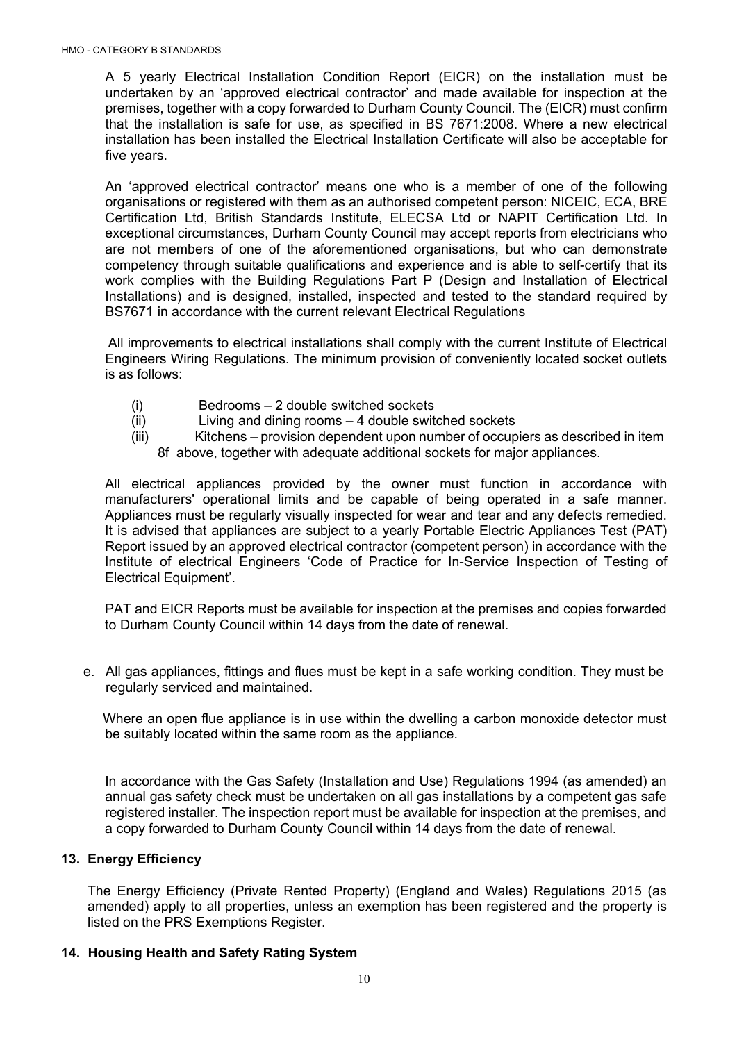A 5 yearly Electrical Installation Condition Report (EICR) on the installation must be undertaken by an 'approved electrical contractor' and made available for inspection at the premises, together with a copy forwarded to Durham County Council. The (EICR) must confirm that the installation is safe for use, as specified in BS 7671:2008. Where a new electrical installation has been installed the Electrical Installation Certificate will also be acceptable for five years.

An 'approved electrical contractor' means one who is a member of one of the following organisations or registered with them as an authorised competent person: NICEIC, ECA, BRE Certification Ltd, British Standards Institute, ELECSA Ltd or NAPIT Certification Ltd. In exceptional circumstances, Durham County Council may accept reports from electricians who are not members of one of the aforementioned organisations, but who can demonstrate competency through suitable qualifications and experience and is able to self-certify that its work complies with the Building Regulations Part P (Design and Installation of Electrical Installations) and is designed, installed, inspected and tested to the standard required by BS7671 in accordance with the current relevant Electrical Regulations

All improvements to electrical installations shall comply with the current Institute of Electrical Engineers Wiring Regulations. The minimum provision of conveniently located socket outlets is as follows:

(i) Bedrooms – 2 double switched sockets
(ii) Living and dining rooms – 4 double switched sockets
(iii) Kitchens – provision dependent upon number of occupiers as described in item 8f above, together with adequate additional sockets for major appliances.

All electrical appliances provided by the owner must function in accordance with manufacturers' operational limits and be capable of being operated in a safe manner. Appliances must be regularly visually inspected for wear and tear and any defects remedied. It is advised that appliances are subject to a yearly Portable Electric Appliances Test (PAT) Report issued by an approved electrical contractor (competent person) in accordance with the Institute of electrical Engineers 'Code of Practice for In-Service Inspection of Testing of Electrical Equipment'.

PAT and EICR Reports must be available for inspection at the premises and copies forwarded to Durham County Council within 14 days from the date of renewal.

e. All gas appliances, fittings and flues must be kept in a safe working condition. They must be regularly serviced and maintained.

Where an open flue appliance is in use within the dwelling a carbon monoxide detector must be suitably located within the same room as the appliance.

In accordance with the Gas Safety (Installation and Use) Regulations 1994 (as amended) an annual gas safety check must be undertaken on all gas installations by a competent gas safe registered installer. The inspection report must be available for inspection at the premises, and a copy forwarded to Durham County Council within 14 days from the date of renewal.

## 13. Energy Efficiency

The Energy Efficiency (Private Rented Property) (England and Wales) Regulations 2015 (as amended) apply to all properties, unless an exemption has been registered and the property is listed on the PRS Exemptions Register.

## 14. Housing Health and Safety Rating System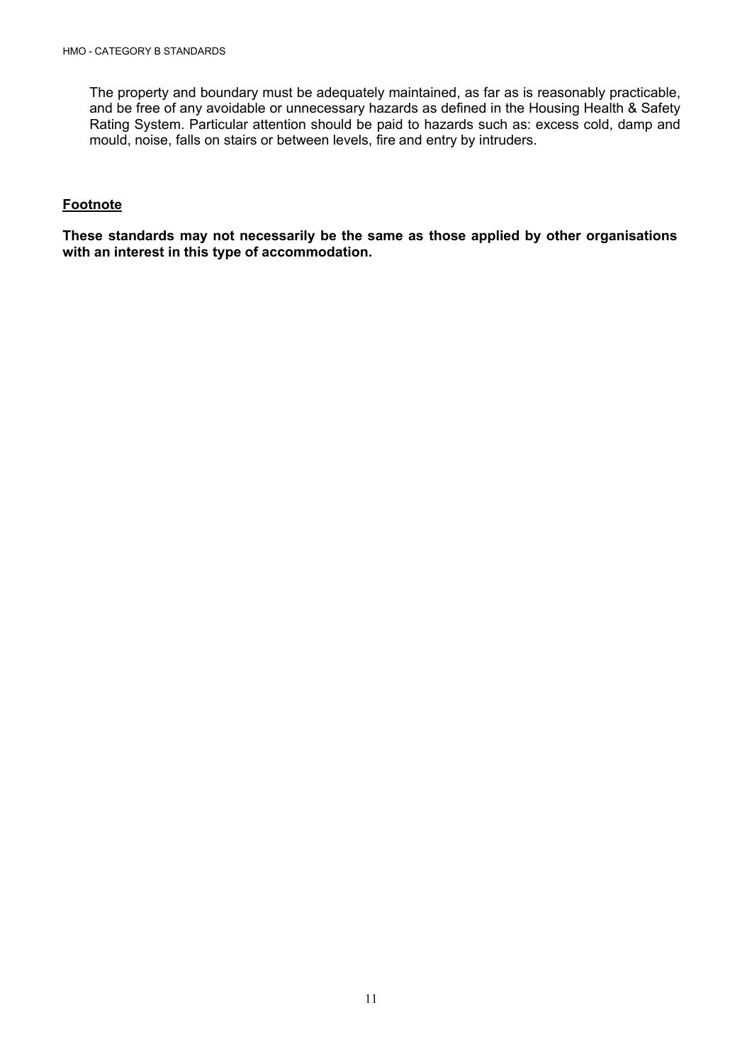The property and boundary must be adequately maintained, as far as is reasonably practicable, and be free of any avoidable or unnecessary hazards as defined in the Housing Health & Safety Rating System. Particular attention should be paid to hazards such as: excess cold, damp and mould, noise, falls on stairs or between levels, fire and entry by intruders.

## Footnote

**These standards may not necessarily be the same as those applied by other organisations with an interest in this type of accommodation.**